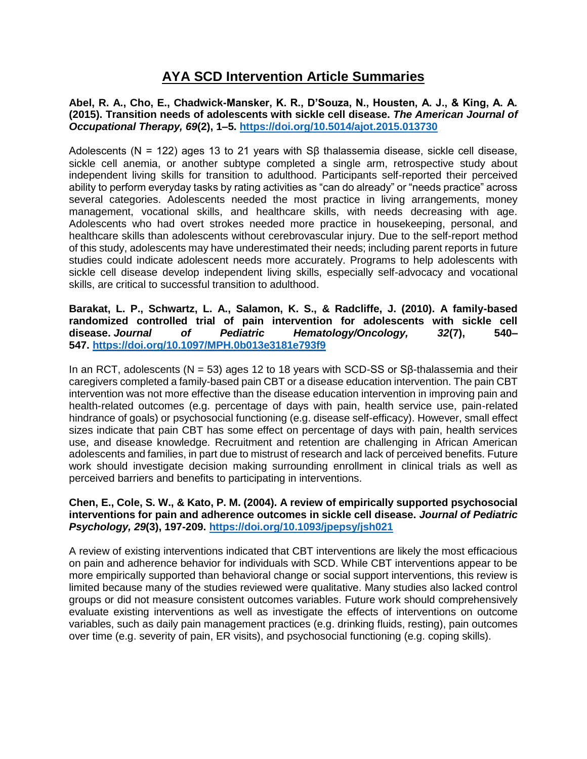# AYA SCD Intervention Article Summaries

**Abel, R. A., Cho, E., Chadwick-Mansker, K. R., D'Souza, N., Housten, A. J., & King, A. A. (2015). Transition needs of adolescents with sickle cell disease. *The American Journal of Occupational Therapy, 69*(2), 1–5. https://doi.org/10.5014/ajot.2015.013730**

Adolescents (N = 122) ages 13 to 21 years with Sβ thalassemia disease, sickle cell disease, sickle cell anemia, or another subtype completed a single arm, retrospective study about independent living skills for transition to adulthood. Participants self-reported their perceived ability to perform everyday tasks by rating activities as "can do already" or "needs practice" across several categories. Adolescents needed the most practice in living arrangements, money management, vocational skills, and healthcare skills, with needs decreasing with age. Adolescents who had overt strokes needed more practice in housekeeping, personal, and healthcare skills than adolescents without cerebrovascular injury. Due to the self-report method of this study, adolescents may have underestimated their needs; including parent reports in future studies could indicate adolescent needs more accurately. Programs to help adolescents with sickle cell disease develop independent living skills, especially self-advocacy and vocational skills, are critical to successful transition to adulthood.

**Barakat, L. P., Schwartz, L. A., Salamon, K. S., & Radcliffe, J. (2010). A family-based randomized controlled trial of pain intervention for adolescents with sickle cell disease. *Journal of Pediatric Hematology/Oncology, 32*(7), 540–547. https://doi.org/10.1097/MPH.0b013e3181e793f9**

In an RCT, adolescents (N = 53) ages 12 to 18 years with SCD-SS or Sβ-thalassemia and their caregivers completed a family-based pain CBT or a disease education intervention. The pain CBT intervention was not more effective than the disease education intervention in improving pain and health-related outcomes (e.g. percentage of days with pain, health service use, pain-related hindrance of goals) or psychosocial functioning (e.g. disease self-efficacy). However, small effect sizes indicate that pain CBT has some effect on percentage of days with pain, health services use, and disease knowledge. Recruitment and retention are challenging in African American adolescents and families, in part due to mistrust of research and lack of perceived benefits. Future work should investigate decision making surrounding enrollment in clinical trials as well as perceived barriers and benefits to participating in interventions.

**Chen, E., Cole, S. W., & Kato, P. M. (2004). A review of empirically supported psychosocial interventions for pain and adherence outcomes in sickle cell disease. *Journal of Pediatric Psychology, 29*(3), 197-209. https://doi.org/10.1093/jpepsy/jsh021**

A review of existing interventions indicated that CBT interventions are likely the most efficacious on pain and adherence behavior for individuals with SCD. While CBT interventions appear to be more empirically supported than behavioral change or social support interventions, this review is limited because many of the studies reviewed were qualitative. Many studies also lacked control groups or did not measure consistent outcomes variables. Future work should comprehensively evaluate existing interventions as well as investigate the effects of interventions on outcome variables, such as daily pain management practices (e.g. drinking fluids, resting), pain outcomes over time (e.g. severity of pain, ER visits), and psychosocial functioning (e.g. coping skills).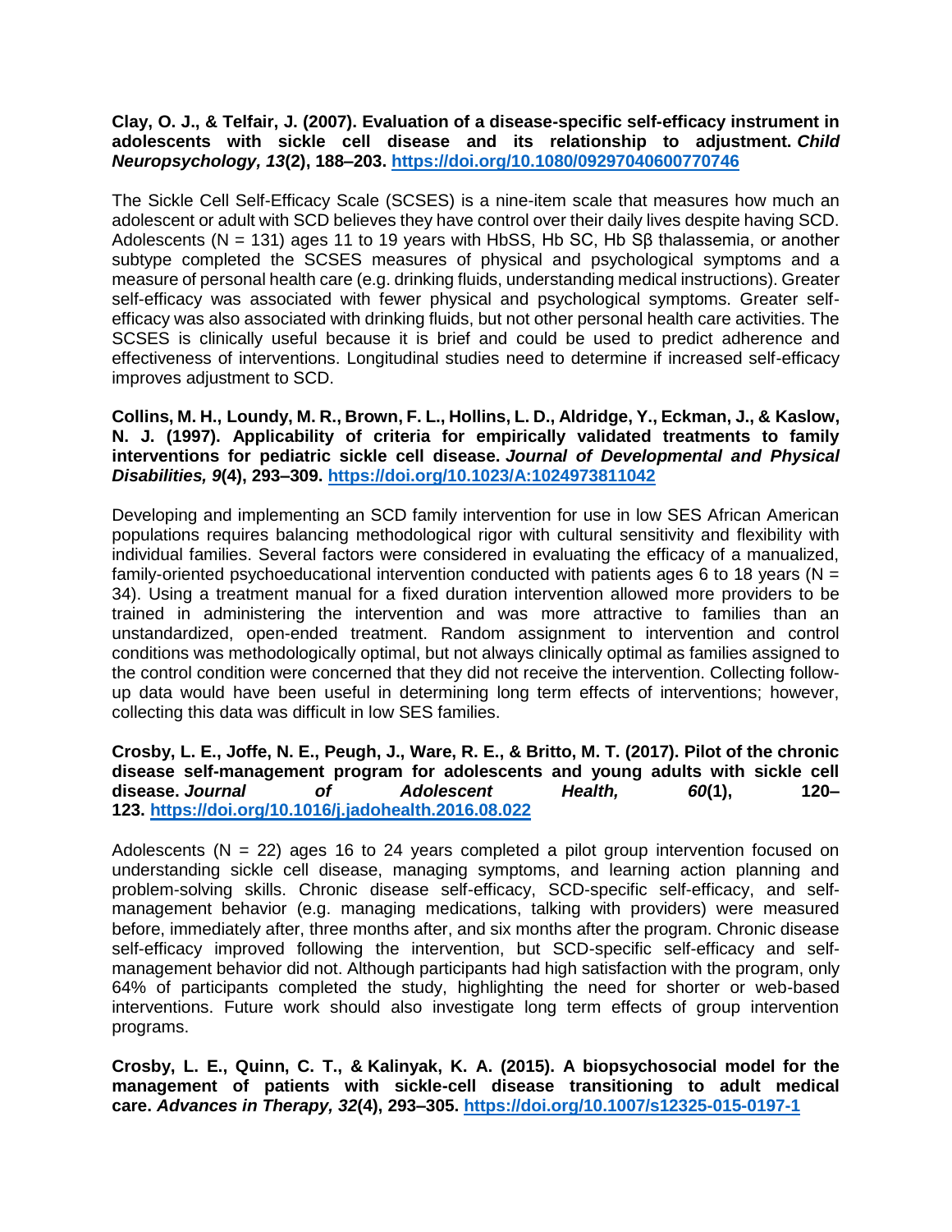**Clay, O. J., & Telfair, J. (2007). Evaluation of a disease-specific self-efficacy instrument in adolescents with sickle cell disease and its relationship to adjustment. *Child Neuropsychology, 13*(2), 188–203. https://doi.org/10.1080/09297040600770746**

The Sickle Cell Self-Efficacy Scale (SCSES) is a nine-item scale that measures how much an adolescent or adult with SCD believes they have control over their daily lives despite having SCD. Adolescents (N = 131) ages 11 to 19 years with HbSS, Hb SC, Hb Sβ thalassemia, or another subtype completed the SCSES measures of physical and psychological symptoms and a measure of personal health care (e.g. drinking fluids, understanding medical instructions). Greater self-efficacy was associated with fewer physical and psychological symptoms. Greater self-efficacy was also associated with drinking fluids, but not other personal health care activities. The SCSES is clinically useful because it is brief and could be used to predict adherence and effectiveness of interventions. Longitudinal studies need to determine if increased self-efficacy improves adjustment to SCD.

**Collins, M. H., Loundy, M. R., Brown, F. L., Hollins, L. D., Aldridge, Y., Eckman, J., & Kaslow, N. J. (1997). Applicability of criteria for empirically validated treatments to family interventions for pediatric sickle cell disease. *Journal of Developmental and Physical Disabilities, 9*(4), 293–309. https://doi.org/10.1023/A:1024973811042**

Developing and implementing an SCD family intervention for use in low SES African American populations requires balancing methodological rigor with cultural sensitivity and flexibility with individual families. Several factors were considered in evaluating the efficacy of a manualized, family-oriented psychoeducational intervention conducted with patients ages 6 to 18 years (N = 34). Using a treatment manual for a fixed duration intervention allowed more providers to be trained in administering the intervention and was more attractive to families than an unstandardized, open-ended treatment. Random assignment to intervention and control conditions was methodologically optimal, but not always clinically optimal as families assigned to the control condition were concerned that they did not receive the intervention. Collecting follow-up data would have been useful in determining long term effects of interventions; however, collecting this data was difficult in low SES families.

**Crosby, L. E., Joffe, N. E., Peugh, J., Ware, R. E., & Britto, M. T. (2017). Pilot of the chronic disease self-management program for adolescents and young adults with sickle cell disease. *Journal of Adolescent Health, 60*(1), 120–123. https://doi.org/10.1016/j.jadohealth.2016.08.022**

Adolescents (N = 22) ages 16 to 24 years completed a pilot group intervention focused on understanding sickle cell disease, managing symptoms, and learning action planning and problem-solving skills. Chronic disease self-efficacy, SCD-specific self-efficacy, and self-management behavior (e.g. managing medications, talking with providers) were measured before, immediately after, three months after, and six months after the program. Chronic disease self-efficacy improved following the intervention, but SCD-specific self-efficacy and self-management behavior did not. Although participants had high satisfaction with the program, only 64% of participants completed the study, highlighting the need for shorter or web-based interventions. Future work should also investigate long term effects of group intervention programs.

**Crosby, L. E., Quinn, C. T., & Kalinyak, K. A. (2015). A biopsychosocial model for the management of patients with sickle-cell disease transitioning to adult medical care. *Advances in Therapy, 32*(4), 293–305. https://doi.org/10.1007/s12325-015-0197-1**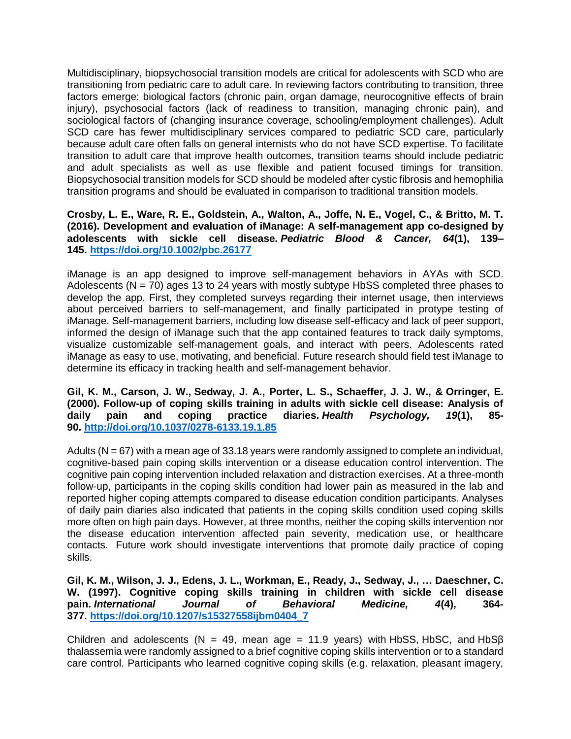Multidisciplinary, biopsychosocial transition models are critical for adolescents with SCD who are transitioning from pediatric care to adult care. In reviewing factors contributing to transition, three factors emerge: biological factors (chronic pain, organ damage, neurocognitive effects of brain injury), psychosocial factors (lack of readiness to transition, managing chronic pain), and sociological factors of (changing insurance coverage, schooling/employment challenges). Adult SCD care has fewer multidisciplinary services compared to pediatric SCD care, particularly because adult care often falls on general internists who do not have SCD expertise. To facilitate transition to adult care that improve health outcomes, transition teams should include pediatric and adult specialists as well as use flexible and patient focused timings for transition. Biopsychosocial transition models for SCD should be modeled after cystic fibrosis and hemophilia transition programs and should be evaluated in comparison to traditional transition models.

**Crosby, L. E., Ware, R. E., Goldstein, A., Walton, A., Joffe, N. E., Vogel, C., & Britto, M. T. (2016). Development and evaluation of iManage: A self-management app co-designed by adolescents with sickle cell disease. *Pediatric Blood & Cancer, 64*(1), 139–145. https://doi.org/10.1002/pbc.26177**

iManage is an app designed to improve self-management behaviors in AYAs with SCD. Adolescents (N = 70) ages 13 to 24 years with mostly subtype HbSS completed three phases to develop the app. First, they completed surveys regarding their internet usage, then interviews about perceived barriers to self-management, and finally participated in protype testing of iManage. Self-management barriers, including low disease self-efficacy and lack of peer support, informed the design of iManage such that the app contained features to track daily symptoms, visualize customizable self-management goals, and interact with peers. Adolescents rated iManage as easy to use, motivating, and beneficial. Future research should field test iManage to determine its efficacy in tracking health and self-management behavior.

**Gil, K. M., Carson, J. W., Sedway, J. A., Porter, L. S., Schaeffer, J. J. W., & Orringer, E. (2000). Follow-up of coping skills training in adults with sickle cell disease: Analysis of daily pain and coping practice diaries. *Health Psychology, 19*(1), 85-90. http://doi.org/10.1037/0278-6133.19.1.85**

Adults (N = 67) with a mean age of 33.18 years were randomly assigned to complete an individual, cognitive-based pain coping skills intervention or a disease education control intervention. The cognitive pain coping intervention included relaxation and distraction exercises. At a three-month follow-up, participants in the coping skills condition had lower pain as measured in the lab and reported higher coping attempts compared to disease education condition participants. Analyses of daily pain diaries also indicated that patients in the coping skills condition used coping skills more often on high pain days. However, at three months, neither the coping skills intervention nor the disease education intervention affected pain severity, medication use, or healthcare contacts. Future work should investigate interventions that promote daily practice of coping skills.

**Gil, K. M., Wilson, J. J., Edens, J. L., Workman, E., Ready, J., Sedway, J., … Daeschner, C. W. (1997). Cognitive coping skills training in children with sickle cell disease pain. *International Journal of Behavioral Medicine, 4*(4), 364-377. https://doi.org/10.1207/s15327558ijbm0404_7**

Children and adolescents (N = 49, mean age = 11.9 years) with HbSS, HbSC, and HbSβ thalassemia were randomly assigned to a brief cognitive coping skills intervention or to a standard care control. Participants who learned cognitive coping skills (e.g. relaxation, pleasant imagery,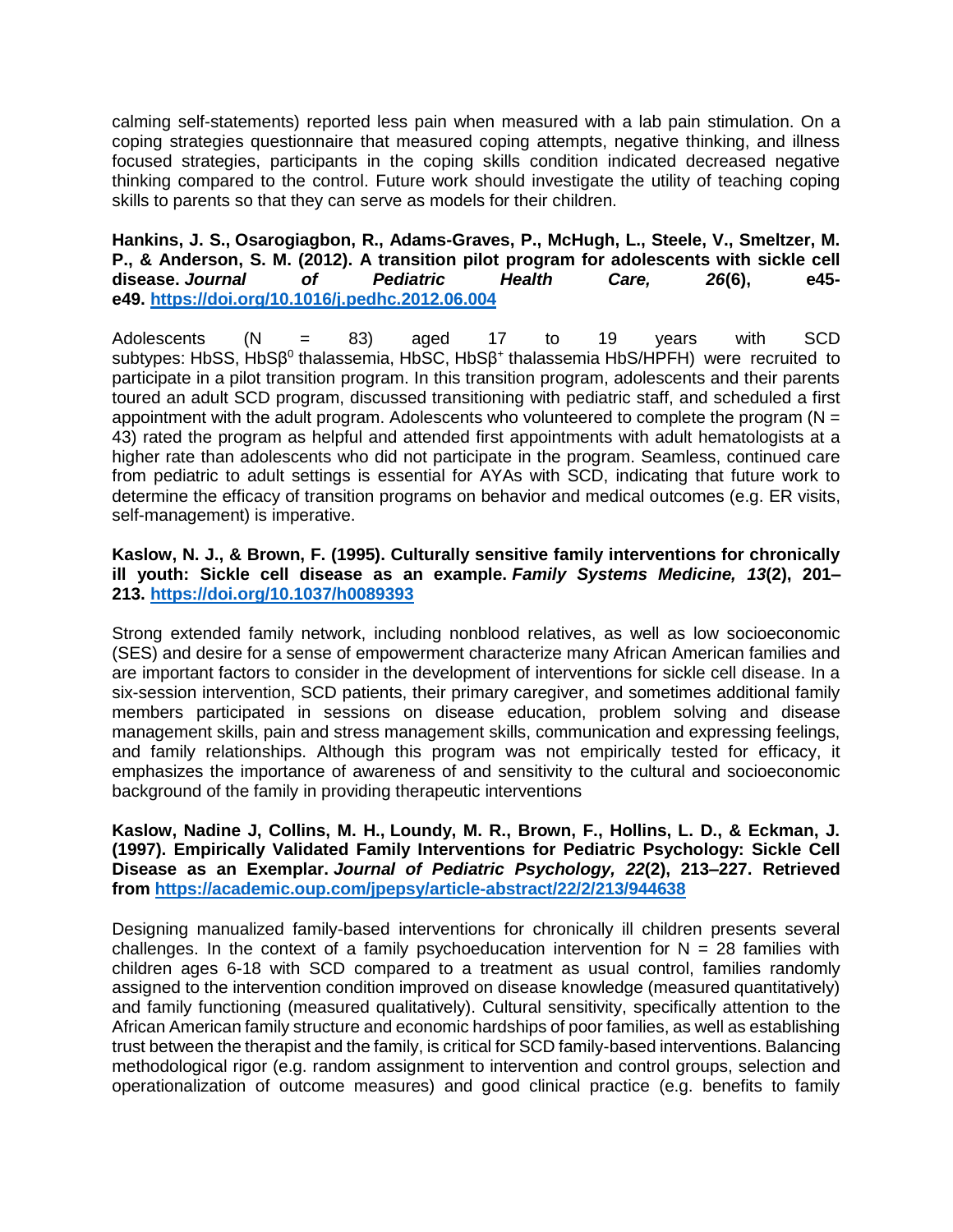calming self-statements) reported less pain when measured with a lab pain stimulation. On a coping strategies questionnaire that measured coping attempts, negative thinking, and illness focused strategies, participants in the coping skills condition indicated decreased negative thinking compared to the control. Future work should investigate the utility of teaching coping skills to parents so that they can serve as models for their children.

**Hankins, J. S., Osarogiagbon, R., Adams-Graves, P., McHugh, L., Steele, V., Smeltzer, M. P., & Anderson, S. M. (2012). A transition pilot program for adolescents with sickle cell disease. *Journal of Pediatric Health Care, 26*(6), e45-e49. [https://doi.org/10.1016/j.pedhc.2012.06.004](https://doi.org/10.1016/j.pedhc.2012.06.004)**

Adolescents (N = 83) aged 17 to 19 years with SCD subtypes: HbSS, $HbS\beta^0$ thalassemia, HbSC, $HbS\beta^+$ thalassemia HbS/HPFH) were recruited to participate in a pilot transition program. In this transition program, adolescents and their parents toured an adult SCD program, discussed transitioning with pediatric staff, and scheduled a first appointment with the adult program. Adolescents who volunteered to complete the program (N = 43) rated the program as helpful and attended first appointments with adult hematologists at a higher rate than adolescents who did not participate in the program. Seamless, continued care from pediatric to adult settings is essential for AYAs with SCD, indicating that future work to determine the efficacy of transition programs on behavior and medical outcomes (e.g. ER visits, self-management) is imperative.

**Kaslow, N. J., & Brown, F. (1995). Culturally sensitive family interventions for chronically ill youth: Sickle cell disease as an example. *Family Systems Medicine, 13*(2), 201–213. [https://doi.org/10.1037/h0089393](https://doi.org/10.1037/h0089393)**

Strong extended family network, including nonblood relatives, as well as low socioeconomic (SES) and desire for a sense of empowerment characterize many African American families and are important factors to consider in the development of interventions for sickle cell disease. In a six-session intervention, SCD patients, their primary caregiver, and sometimes additional family members participated in sessions on disease education, problem solving and disease management skills, pain and stress management skills, communication and expressing feelings, and family relationships. Although this program was not empirically tested for efficacy, it emphasizes the importance of awareness of and sensitivity to the cultural and socioeconomic background of the family in providing therapeutic interventions

**Kaslow, Nadine J, Collins, M. H., Loundy, M. R., Brown, F., Hollins, L. D., & Eckman, J. (1997). Empirically Validated Family Interventions for Pediatric Psychology: Sickle Cell Disease as an Exemplar. *Journal of Pediatric Psychology, 22*(2), 213–227. Retrieved from [https://academic.oup.com/jpepsy/article-abstract/22/2/213/944638](https://academic.oup.com/jpepsy/article-abstract/22/2/213/944638)**

Designing manualized family-based interventions for chronically ill children presents several challenges. In the context of a family psychoeducation intervention for N = 28 families with children ages 6-18 with SCD compared to a treatment as usual control, families randomly assigned to the intervention condition improved on disease knowledge (measured quantitatively) and family functioning (measured qualitatively). Cultural sensitivity, specifically attention to the African American family structure and economic hardships of poor families, as well as establishing trust between the therapist and the family, is critical for SCD family-based interventions. Balancing methodological rigor (e.g. random assignment to intervention and control groups, selection and operationalization of outcome measures) and good clinical practice (e.g. benefits to family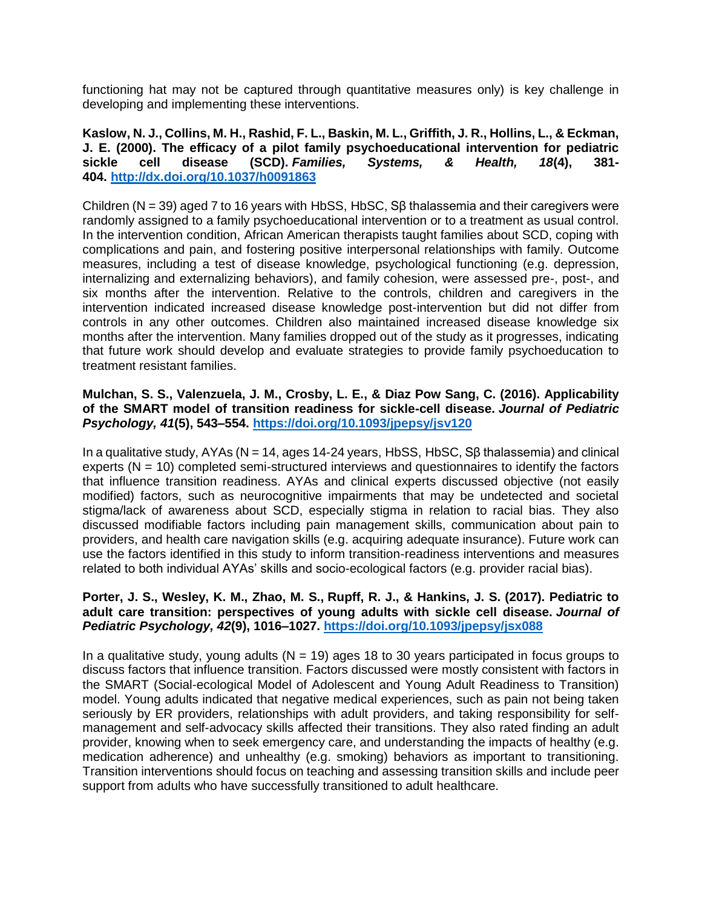functioning hat may not be captured through quantitative measures only) is key challenge in developing and implementing these interventions.

**Kaslow, N. J., Collins, M. H., Rashid, F. L., Baskin, M. L., Griffith, J. R., Hollins, L., & Eckman, J. E. (2000). The efficacy of a pilot family psychoeducational intervention for pediatric sickle cell disease (SCD).** ***Families, Systems, & Health, 18*****(4), 381-404. [http://dx.doi.org/10.1037/h0091863](http://dx.doi.org/10.1037/h0091863)**

Children (N = 39) aged 7 to 16 years with HbSS, HbSC, Sβ thalassemia and their caregivers were randomly assigned to a family psychoeducational intervention or to a treatment as usual control. In the intervention condition, African American therapists taught families about SCD, coping with complications and pain, and fostering positive interpersonal relationships with family. Outcome measures, including a test of disease knowledge, psychological functioning (e.g. depression, internalizing and externalizing behaviors), and family cohesion, were assessed pre-, post-, and six months after the intervention. Relative to the controls, children and caregivers in the intervention indicated increased disease knowledge post-intervention but did not differ from controls in any other outcomes. Children also maintained increased disease knowledge six months after the intervention. Many families dropped out of the study as it progresses, indicating that future work should develop and evaluate strategies to provide family psychoeducation to treatment resistant families.

**Mulchan, S. S., Valenzuela, J. M., Crosby, L. E., & Diaz Pow Sang, C. (2016). Applicability of the SMART model of transition readiness for sickle-cell disease.** ***Journal of Pediatric Psychology, 41*****(5), 543–554. [https://doi.org/10.1093/jpepsy/jsv120](https://doi.org/10.1093/jpepsy/jsv120)**

In a qualitative study, AYAs (N = 14, ages 14-24 years, HbSS, HbSC, Sβ thalassemia) and clinical experts (N = 10) completed semi-structured interviews and questionnaires to identify the factors that influence transition readiness. AYAs and clinical experts discussed objective (not easily modified) factors, such as neurocognitive impairments that may be undetected and societal stigma/lack of awareness about SCD, especially stigma in relation to racial bias. They also discussed modifiable factors including pain management skills, communication about pain to providers, and health care navigation skills (e.g. acquiring adequate insurance). Future work can use the factors identified in this study to inform transition-readiness interventions and measures related to both individual AYAs' skills and socio-ecological factors (e.g. provider racial bias).

**Porter, J. S., Wesley, K. M., Zhao, M. S., Rupff, R. J., & Hankins, J. S. (2017). Pediatric to adult care transition: perspectives of young adults with sickle cell disease.** ***Journal of Pediatric Psychology, 42*****(9), 1016–1027. [https://doi.org/10.1093/jpepsy/jsx088](https://doi.org/10.1093/jpepsy/jsx088)**

In a qualitative study, young adults (N = 19) ages 18 to 30 years participated in focus groups to discuss factors that influence transition. Factors discussed were mostly consistent with factors in the SMART (Social-ecological Model of Adolescent and Young Adult Readiness to Transition) model. Young adults indicated that negative medical experiences, such as pain not being taken seriously by ER providers, relationships with adult providers, and taking responsibility for self-management and self-advocacy skills affected their transitions. They also rated finding an adult provider, knowing when to seek emergency care, and understanding the impacts of healthy (e.g. medication adherence) and unhealthy (e.g. smoking) behaviors as important to transitioning. Transition interventions should focus on teaching and assessing transition skills and include peer support from adults who have successfully transitioned to adult healthcare.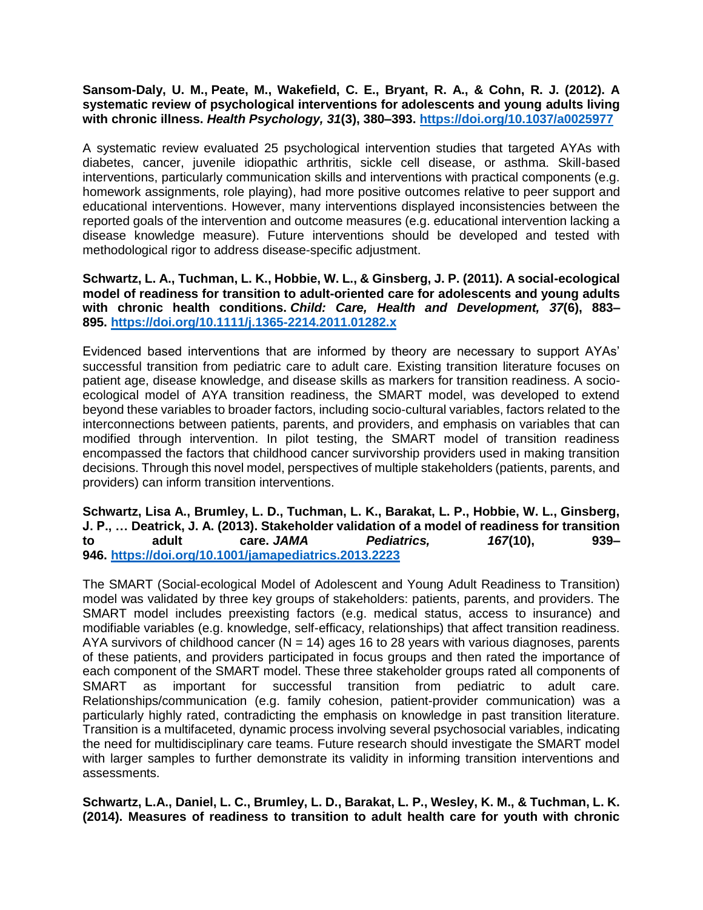**Sansom-Daly, U. M., Peate, M., Wakefield, C. E., Bryant, R. A., & Cohn, R. J. (2012). A systematic review of psychological interventions for adolescents and young adults living with chronic illness.** ***Health Psychology, 31*****(3), 380–393. https://doi.org/10.1037/a0025977**

A systematic review evaluated 25 psychological intervention studies that targeted AYAs with diabetes, cancer, juvenile idiopathic arthritis, sickle cell disease, or asthma. Skill-based interventions, particularly communication skills and interventions with practical components (e.g. homework assignments, role playing), had more positive outcomes relative to peer support and educational interventions. However, many interventions displayed inconsistencies between the reported goals of the intervention and outcome measures (e.g. educational intervention lacking a disease knowledge measure). Future interventions should be developed and tested with methodological rigor to address disease-specific adjustment.

**Schwartz, L. A., Tuchman, L. K., Hobbie, W. L., & Ginsberg, J. P. (2011). A social-ecological model of readiness for transition to adult-oriented care for adolescents and young adults with chronic health conditions.** ***Child: Care, Health and Development, 37*****(6), 883–895. https://doi.org/10.1111/j.1365-2214.2011.01282.x**

Evidenced based interventions that are informed by theory are necessary to support AYAs' successful transition from pediatric care to adult care. Existing transition literature focuses on patient age, disease knowledge, and disease skills as markers for transition readiness. A socio-ecological model of AYA transition readiness, the SMART model, was developed to extend beyond these variables to broader factors, including socio-cultural variables, factors related to the interconnections between patients, parents, and providers, and emphasis on variables that can modified through intervention. In pilot testing, the SMART model of transition readiness encompassed the factors that childhood cancer survivorship providers used in making transition decisions. Through this novel model, perspectives of multiple stakeholders (patients, parents, and providers) can inform transition interventions.

**Schwartz, Lisa A., Brumley, L. D., Tuchman, L. K., Barakat, L. P., Hobbie, W. L., Ginsberg, J. P., … Deatrick, J. A. (2013). Stakeholder validation of a model of readiness for transition to adult care.** ***JAMA Pediatrics, 167*****(10), 939–946. https://doi.org/10.1001/jamapediatrics.2013.2223**

The SMART (Social-ecological Model of Adolescent and Young Adult Readiness to Transition) model was validated by three key groups of stakeholders: patients, parents, and providers. The SMART model includes preexisting factors (e.g. medical status, access to insurance) and modifiable variables (e.g. knowledge, self-efficacy, relationships) that affect transition readiness. AYA survivors of childhood cancer (N = 14) ages 16 to 28 years with various diagnoses, parents of these patients, and providers participated in focus groups and then rated the importance of each component of the SMART model. These three stakeholder groups rated all components of SMART as important for successful transition from pediatric to adult care. Relationships/communication (e.g. family cohesion, patient-provider communication) was a particularly highly rated, contradicting the emphasis on knowledge in past transition literature. Transition is a multifaceted, dynamic process involving several psychosocial variables, indicating the need for multidisciplinary care teams. Future research should investigate the SMART model with larger samples to further demonstrate its validity in informing transition interventions and assessments.

**Schwartz, L.A., Daniel, L. C., Brumley, L. D., Barakat, L. P., Wesley, K. M., & Tuchman, L. K. (2014). Measures of readiness to transition to adult health care for youth with chronic**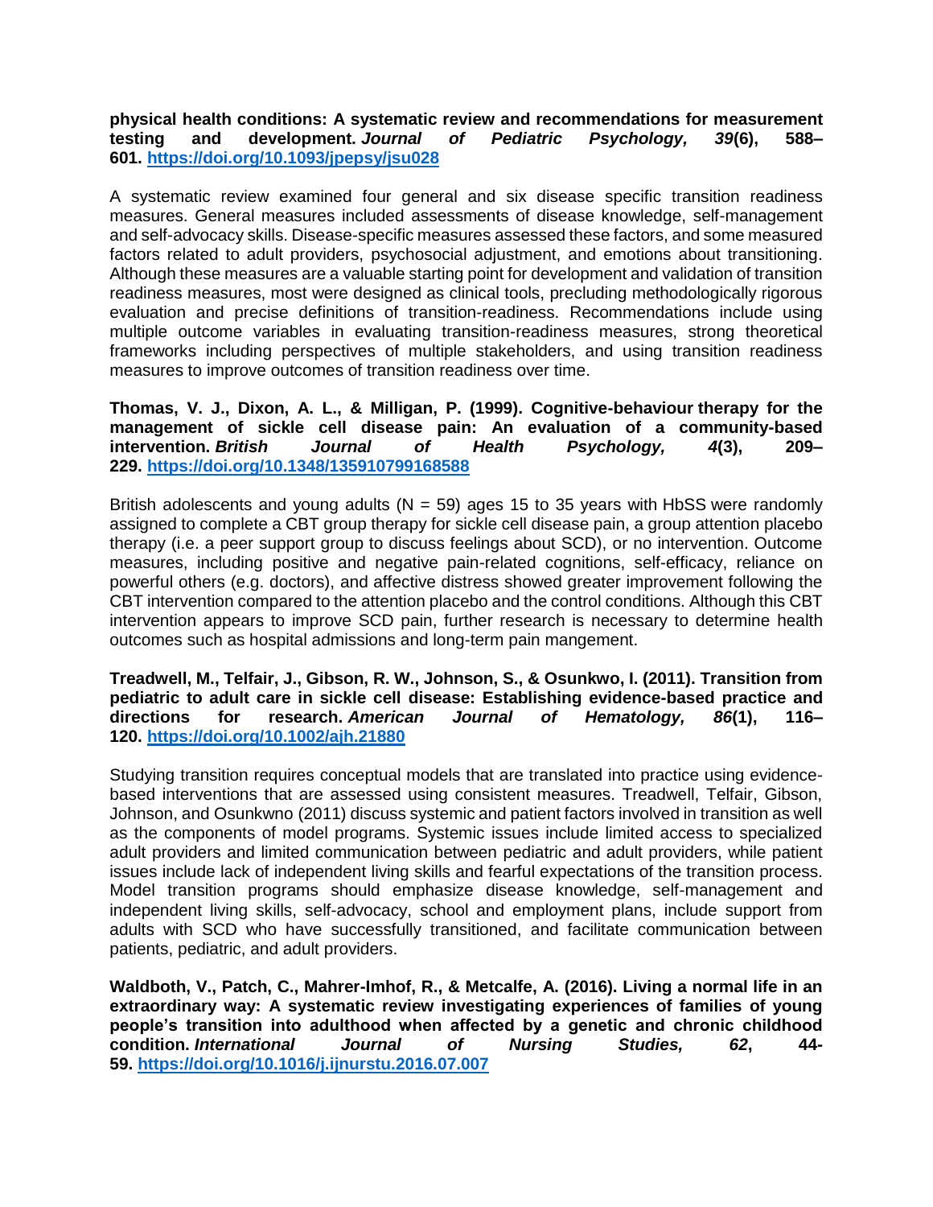**physical health conditions: A systematic review and recommendations for measurement testing and development.** ***Journal of Pediatric Psychology, 39*****(6), 588–601. https://doi.org/10.1093/jpepsy/jsu028**

A systematic review examined four general and six disease specific transition readiness measures. General measures included assessments of disease knowledge, self-management and self-advocacy skills. Disease-specific measures assessed these factors, and some measured factors related to adult providers, psychosocial adjustment, and emotions about transitioning. Although these measures are a valuable starting point for development and validation of transition readiness measures, most were designed as clinical tools, precluding methodologically rigorous evaluation and precise definitions of transition-readiness. Recommendations include using multiple outcome variables in evaluating transition-readiness measures, strong theoretical frameworks including perspectives of multiple stakeholders, and using transition readiness measures to improve outcomes of transition readiness over time.

**Thomas, V. J., Dixon, A. L., & Milligan, P. (1999). Cognitive-behaviour therapy for the management of sickle cell disease pain: An evaluation of a community-based intervention.** ***British Journal of Health Psychology, 4*****(3), 209–229. https://doi.org/10.1348/135910799168588**

British adolescents and young adults (N = 59) ages 15 to 35 years with HbSS were randomly assigned to complete a CBT group therapy for sickle cell disease pain, a group attention placebo therapy (i.e. a peer support group to discuss feelings about SCD), or no intervention. Outcome measures, including positive and negative pain-related cognitions, self-efficacy, reliance on powerful others (e.g. doctors), and affective distress showed greater improvement following the CBT intervention compared to the attention placebo and the control conditions. Although this CBT intervention appears to improve SCD pain, further research is necessary to determine health outcomes such as hospital admissions and long-term pain mangement.

**Treadwell, M., Telfair, J., Gibson, R. W., Johnson, S., & Osunkwo, I. (2011). Transition from pediatric to adult care in sickle cell disease: Establishing evidence-based practice and directions for research.** ***American Journal of Hematology, 86*****(1), 116–120. https://doi.org/10.1002/ajh.21880**

Studying transition requires conceptual models that are translated into practice using evidence-based interventions that are assessed using consistent measures. Treadwell, Telfair, Gibson, Johnson, and Osunkwno (2011) discuss systemic and patient factors involved in transition as well as the components of model programs. Systemic issues include limited access to specialized adult providers and limited communication between pediatric and adult providers, while patient issues include lack of independent living skills and fearful expectations of the transition process. Model transition programs should emphasize disease knowledge, self-management and independent living skills, self-advocacy, school and employment plans, include support from adults with SCD who have successfully transitioned, and facilitate communication between patients, pediatric, and adult providers.

**Waldboth, V., Patch, C., Mahrer-Imhof, R., & Metcalfe, A. (2016). Living a normal life in an extraordinary way: A systematic review investigating experiences of families of young people's transition into adulthood when affected by a genetic and chronic childhood condition.** ***International Journal of Nursing Studies, 62*****, 44-59. https://doi.org/10.1016/j.ijnurstu.2016.07.007**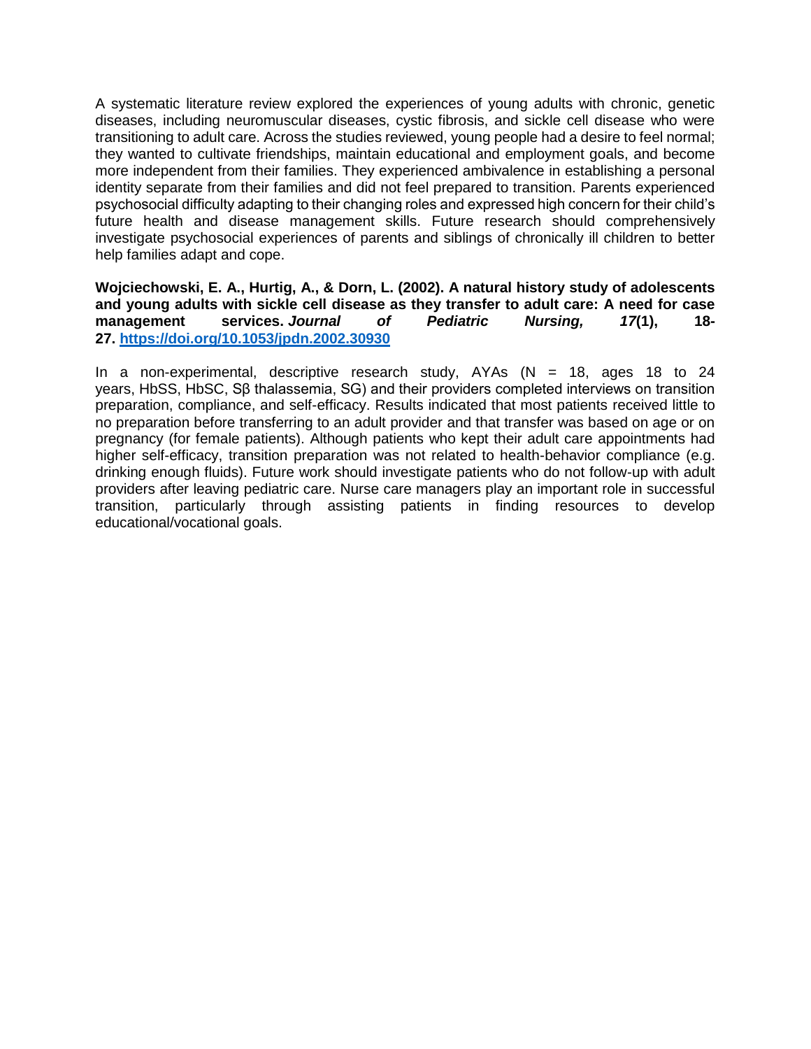A systematic literature review explored the experiences of young adults with chronic, genetic diseases, including neuromuscular diseases, cystic fibrosis, and sickle cell disease who were transitioning to adult care. Across the studies reviewed, young people had a desire to feel normal; they wanted to cultivate friendships, maintain educational and employment goals, and become more independent from their families. They experienced ambivalence in establishing a personal identity separate from their families and did not feel prepared to transition. Parents experienced psychosocial difficulty adapting to their changing roles and expressed high concern for their child's future health and disease management skills. Future research should comprehensively investigate psychosocial experiences of parents and siblings of chronically ill children to better help families adapt and cope.

**Wojciechowski, E. A., Hurtig, A., & Dorn, L. (2002). A natural history study of adolescents and young adults with sickle cell disease as they transfer to adult care: A need for case management services. *Journal of Pediatric Nursing, 17*(1), 18-27. [https://doi.org/10.1053/jpdn.2002.30930](https://doi.org/10.1053/jpdn.2002.30930)**

In a non-experimental, descriptive research study, AYAs (N = 18, ages 18 to 24 years, HbSS, HbSC, Sβ thalassemia, SG) and their providers completed interviews on transition preparation, compliance, and self-efficacy. Results indicated that most patients received little to no preparation before transferring to an adult provider and that transfer was based on age or on pregnancy (for female patients). Although patients who kept their adult care appointments had higher self-efficacy, transition preparation was not related to health-behavior compliance (e.g. drinking enough fluids). Future work should investigate patients who do not follow-up with adult providers after leaving pediatric care. Nurse care managers play an important role in successful transition, particularly through assisting patients in finding resources to develop educational/vocational goals.